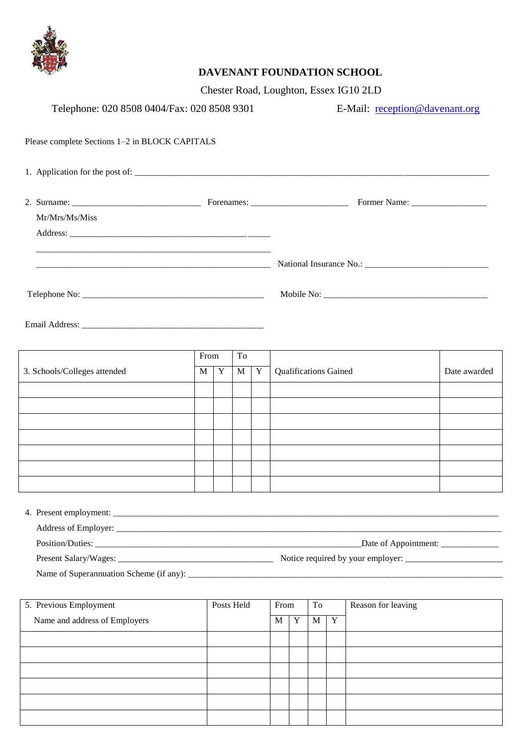# DAVENANT FOUNDATION SCHOOL

Chester Road, Loughton, Essex IG10 2LD

Telephone: 020 8508 0404/Fax: 020 8508 9301 E-Mail: reception@davenant.org

Please complete Sections 1–2 in BLOCK CAPITALS

1. Application for the post of: ___________________________________________________________________________

2. Surname: ____________________________ Forenames: _____________________ Former Name: ________________

   Mr/Mrs/Ms/Miss

   Address: ___________________________________________________

   ___________________________________________________

   ___________________________________________________ National Insurance No.: ___________________________

Telephone No: ________________________________________ Mobile No: ____________________________________

Email Address: ________________________________________

| 3. Schools/Colleges attended | From | | To | | Qualifications Gained | Date awarded |
|---|---|---|---|---|---|---|
| | M | Y | M | Y | | |
| | | | | | | |
| | | | | | | |
| | | | | | | |
| | | | | | | |
| | | | | | | |
| | | | | | | |
| | | | | | | |

4. Present employment: ___________________________________________________________________________________

   Address of Employer: ___________________________________________________________________________________

   Position/Duties: ___________________________________________________Date of Appointment: _____________

   Present Salary/Wages: ___________________________________ Notice required by your employer: _____________________

   Name of Superannuation Scheme (if any): _________________________________________________________________

| 5. Previous Employment<br>Name and address of Employers | Posts Held | From | | To | | Reason for leaving |
|---|---|---|---|---|---|---|
| | | M | Y | M | Y | |
| | | | | | | |
| | | | | | | |
| | | | | | | |
| | | | | | | |
| | | | | | | |
| | | | | | | |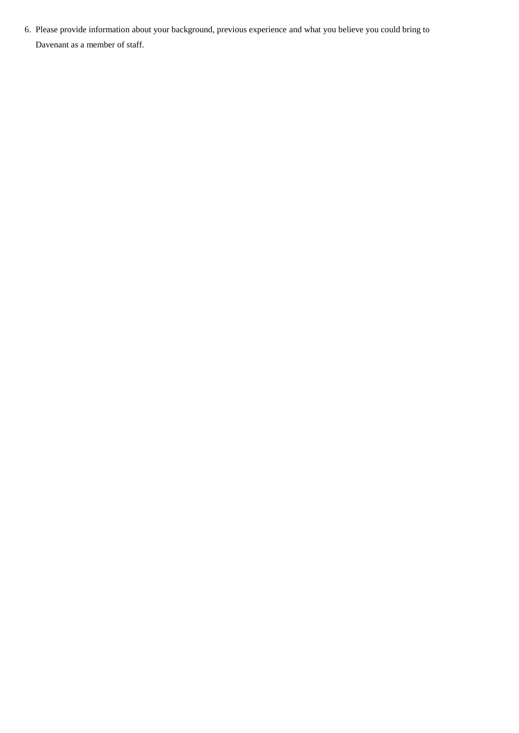6. Please provide information about your background, previous experience and what you believe you could bring to Davenant as a member of staff.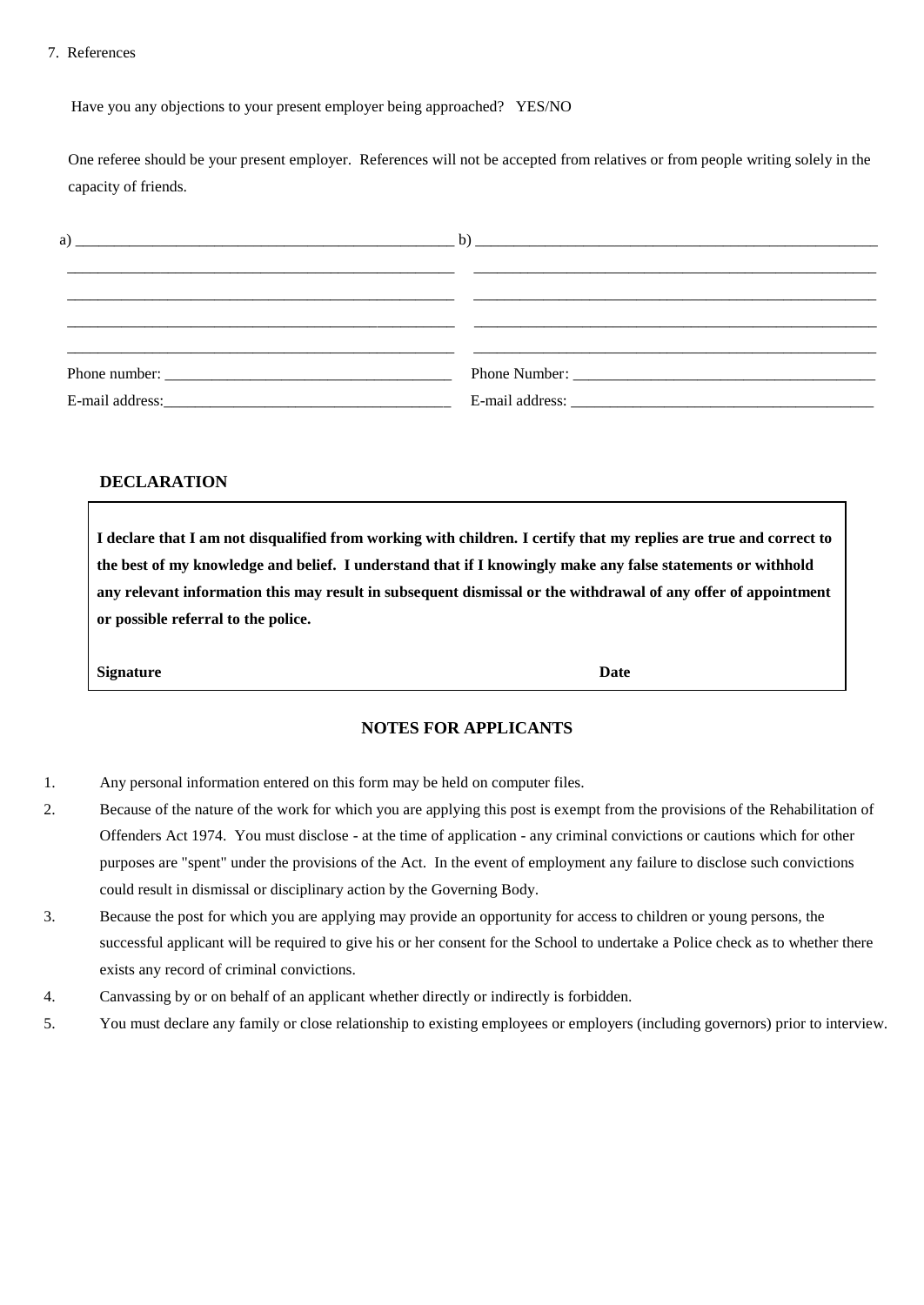7. References

Have you any objections to your present employer being approached? YES/NO

One referee should be your present employer. References will not be accepted from relatives or from people writing solely in the capacity of friends.

| | |
|---|---|
| a) ______________________________ | b) ______________________________ |
| ______________________________ | ______________________________ |
| ______________________________ | ______________________________ |
| ______________________________ | ______________________________ |
| ______________________________ | ______________________________ |
| Phone number: ______________________ | Phone Number: ______________________ |
| E-mail address: ______________________ | E-mail address: ______________________ |

## DECLARATION

**I declare that I am not disqualified from working with children. I certify that my replies are true and correct to the best of my knowledge and belief. I understand that if I knowingly make any false statements or withhold any relevant information this may result in subsequent dismissal or the withdrawal of any offer of appointment or possible referral to the police.**

**Signature** **Date**

## NOTES FOR APPLICANTS

1. Any personal information entered on this form may be held on computer files.
2. Because of the nature of the work for which you are applying this post is exempt from the provisions of the Rehabilitation of Offenders Act 1974. You must disclose - at the time of application - any criminal convictions or cautions which for other purposes are "spent" under the provisions of the Act. In the event of employment any failure to disclose such convictions could result in dismissal or disciplinary action by the Governing Body.
3. Because the post for which you are applying may provide an opportunity for access to children or young persons, the successful applicant will be required to give his or her consent for the School to undertake a Police check as to whether there exists any record of criminal convictions.
4. Canvassing by or on behalf of an applicant whether directly or indirectly is forbidden.
5. You must declare any family or close relationship to existing employees or employers (including governors) prior to interview.